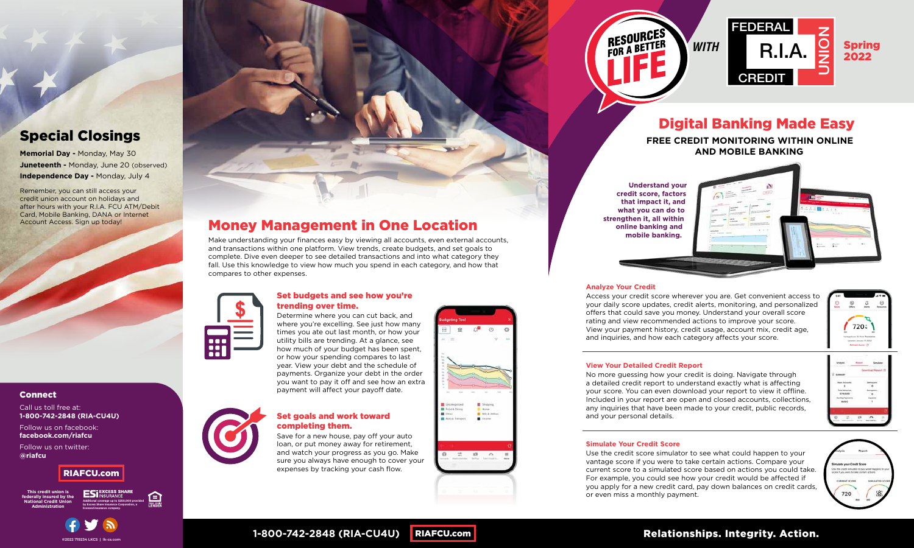## Special Closings

**Memorial Day -** Monday, May 30
**Juneteenth -** Monday, June 20 (observed)
**Independence Day -** Monday, July 4

Remember, you can still access your credit union account on holidays and after hours with your R.I.A. FCU ATM/Debit Card, Mobile Banking, DANA or Internet Account Access. Sign up today!

### Connect

Call us toll free at:
**1-800-742-2848 (RIA-CU4U)**

Follow us on facebook:
**facebook.com/riafcu**

Follow us on twitter:
**@riafcu**

**RIAFCU.com**

This credit union is federally insured by the National Credit Union Administration

ESI EXCESS SHARE INSURANCE
Additional coverage up to $250,000 provided by Excess Share Insurance Corporation, a licensed insurance company.

EQUAL HOUSING LENDER

©2022 719234 LKCS | lk-cs.com

## Money Management in One Location

Make understanding your finances easy by viewing all accounts, even external accounts, and transactions within one platform. View trends, create budgets, and set goals to complete. Dive even deeper to see detailed transactions and into what category they fall. Use this knowledge to view how much you spend in each category, and how that compares to other expenses.

### Set budgets and see how you're trending over time.

Determine where you can cut back, and where you're excelling. See just how many times you ate out last month, or how your utility bills are trending. At a glance, see how much of your budget has been spent, or how your spending compares to last year. View your debt and the schedule of payments. Organize your debt in the order you want to pay it off and see how an extra payment will affect your payoff date.

### Set goals and work toward completing them.

Save for a new house, pay off your auto loan, or put money away for retirement, and watch your progress as you go. Make sure you always have enough to cover your expenses by tracking your cash flow.

RESOURCES FOR A BETTER LIFE WITH FEDERAL R.I.A. CREDIT UNION

Spring 2022

## Digital Banking Made Easy

**FREE CREDIT MONITORING WITHIN ONLINE AND MOBILE BANKING**

**Understand your credit score, factors that impact it, and what you can do to strengthen it, all within online banking and mobile banking.**

### Analyze Your Credit

Access your credit score wherever you are. Get convenient access to your daily score updates, credit alerts, monitoring, and personalized offers that could save you money. Understand your overall score rating and view recommended actions to improve your score. View your payment history, credit usage, account mix, credit age, and inquiries, and how each category affects your score.

### View Your Detailed Credit Report

No more guessing how your credit is doing. Navigate through a detailed credit report to understand exactly what is affecting your score. You can even download your report to view it offline. Included in your report are open and closed accounts, collections, any inquiries that have been made to your credit, public records, and your personal details.

### Simulate Your Credit Score

Use the credit score simulator to see what could happen to your vantage score if you were to take certain actions. Compare your current score to a simulated score based on actions you could take. For example, you could see how your credit would be affected if you apply for a new credit card, pay down balances on credit cards, or even miss a monthly payment.

**1-800-742-2848 (RIA-CU4U)** **RIAFCU.com**

**Relationships. Integrity. Action.**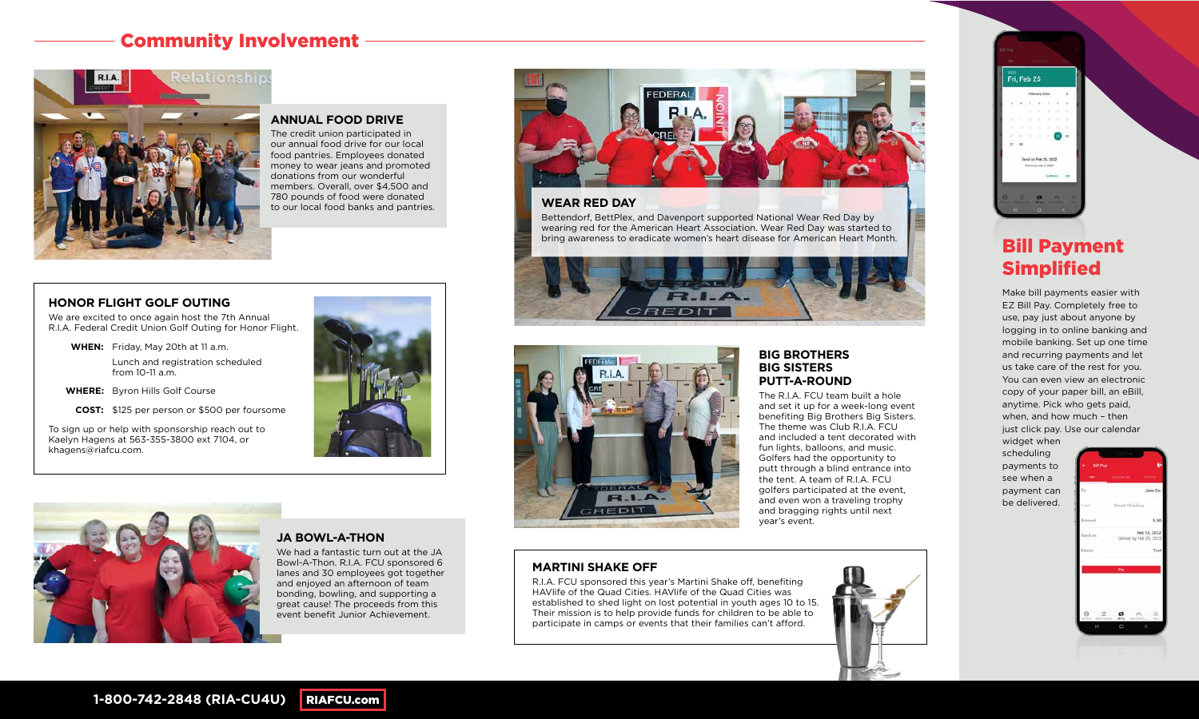## Community Involvement

### ANNUAL FOOD DRIVE

The credit union participated in our annual food drive for our local food pantries. Employees donated money to wear jeans and promoted donations from our wonderful members. Overall, over $4,500 and 780 pounds of food were donated to our local food banks and pantries.

### HONOR FLIGHT GOLF OUTING

We are excited to once again host the 7th Annual R.I.A. Federal Credit Union Golf Outing for Honor Flight.

**WHEN:** Friday, May 20th at 11 a.m.

Lunch and registration scheduled from 10-11 a.m.

**WHERE:** Byron Hills Golf Course

**COST:** $125 per person or $500 per foursome

To sign up or help with sponsorship reach out to Kaelyn Hagens at 563-355-3800 ext 7104, or khagens@riafcu.com.

### JA BOWL-A-THON

We had a fantastic turn out at the JA Bowl-A-Thon. R.I.A. FCU sponsored 6 lanes and 30 employees got together and enjoyed an afternoon of team bonding, bowling, and supporting a great cause! The proceeds from this event benefit Junior Achievement.

### WEAR RED DAY

Bettendorf, BettPlex, and Davenport supported National Wear Red Day by wearing red for the American Heart Association. Wear Red Day was started to bring awareness to eradicate women's heart disease for American Heart Month.

### BIG BROTHERS BIG SISTERS PUTT-A-ROUND

The R.I.A. FCU team built a hole and set it up for a week-long event benefiting Big Brothers Big Sisters. The theme was Club R.I.A. FCU and included a tent decorated with fun lights, balloons, and music. Golfers had the opportunity to putt through a blind entrance into the tent. A team of R.I.A. FCU golfers participated at the event, and even won a traveling trophy and bragging rights until next year's event.

### MARTINI SHAKE OFF

R.I.A. FCU sponsored this year's Martini Shake off, benefiting HAVlife of the Quad Cities. HAVlife of the Quad Cities was established to shed light on lost potential in youth ages 10 to 15. Their mission is to help provide funds for children to be able to participate in camps or events that their families can't afford.

## Bill Payment Simplified

Make bill payments easier with EZ Bill Pay. Completely free to use, pay just about anyone by logging in to online banking and mobile banking. Set up one time and recurring payments and let us take care of the rest for you. You can even view an electronic copy of your paper bill, an eBill, anytime. Pick who gets paid, when, and how much – then just click pay. Use our calendar widget when scheduling payments to see when a payment can be delivered.

1-800-742-2848 (RIA-CU4U) RIAFCU.com